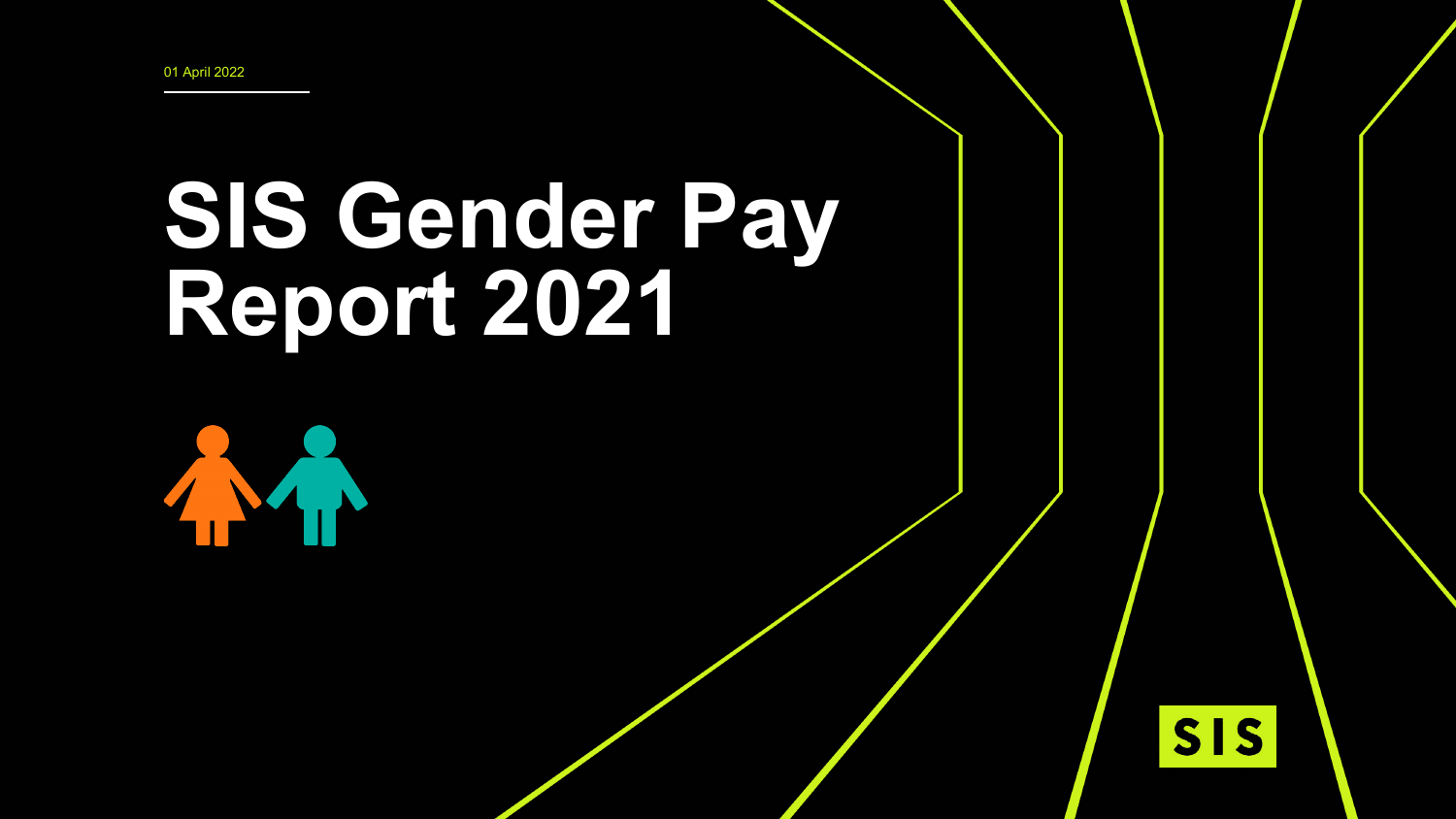01 April 2022

# SIS Gender Pay Report 2021

SIS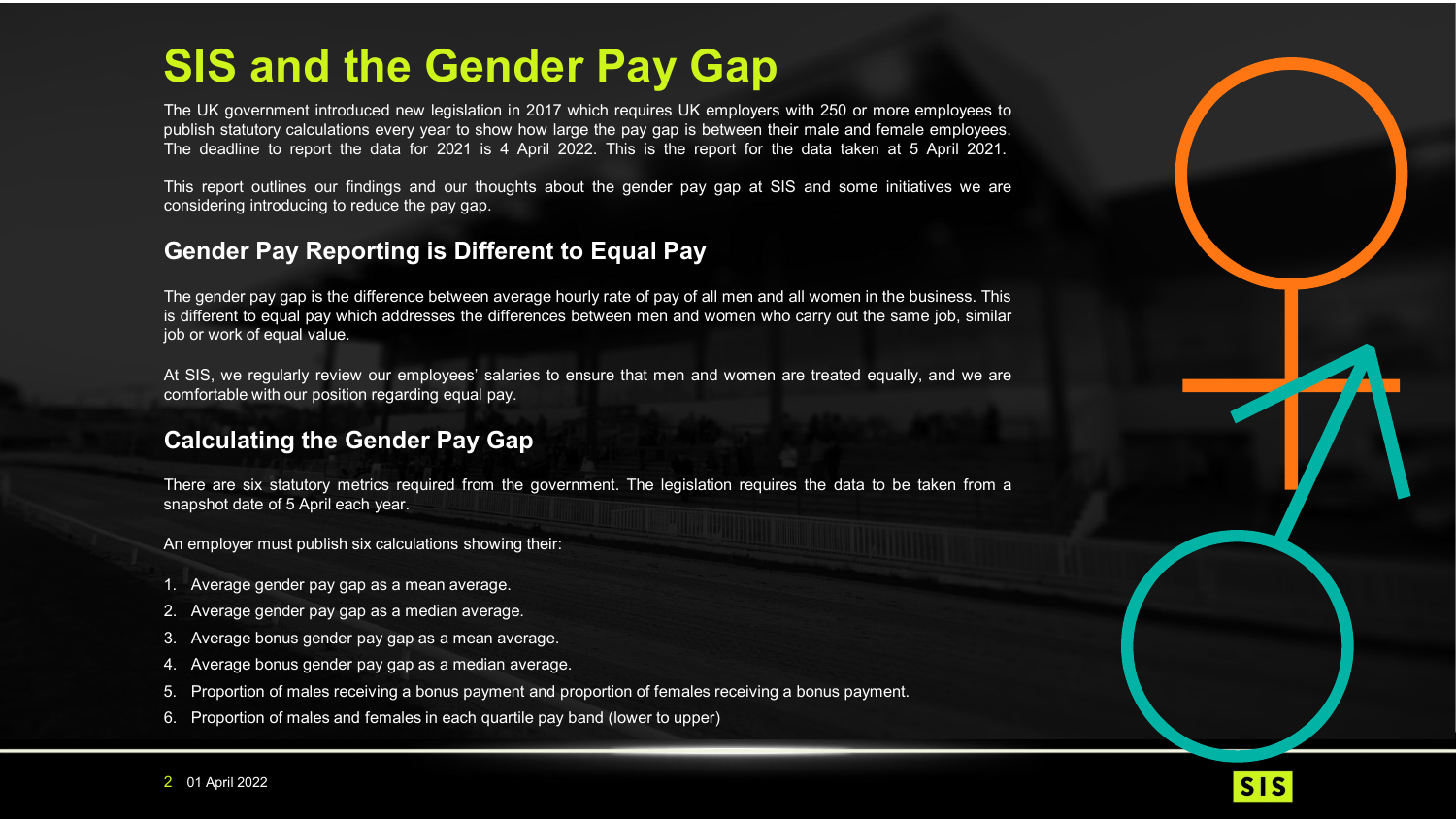# SIS and the Gender Pay Gap

The UK government introduced new legislation in 2017 which requires UK employers with 250 or more employees to publish statutory calculations every year to show how large the pay gap is between their male and female employees. The deadline to report the data for 2021 is 4 April 2022. This is the report for the data taken at 5 April 2021.

This report outlines our findings and our thoughts about the gender pay gap at SIS and some initiatives we are considering introducing to reduce the pay gap.

## Gender Pay Reporting is Different to Equal Pay

The gender pay gap is the difference between average hourly rate of pay of all men and all women in the business. This is different to equal pay which addresses the differences between men and women who carry out the same job, similar job or work of equal value.

At SIS, we regularly review our employees' salaries to ensure that men and women are treated equally, and we are comfortable with our position regarding equal pay.

## Calculating the Gender Pay Gap

There are six statutory metrics required from the government. The legislation requires the data to be taken from a snapshot date of 5 April each year.

An employer must publish six calculations showing their:

1. Average gender pay gap as a mean average.
2. Average gender pay gap as a median average.
3. Average bonus gender pay gap as a mean average.
4. Average bonus gender pay gap as a median average.
5. Proportion of males receiving a bonus payment and proportion of females receiving a bonus payment.
6. Proportion of males and females in each quartile pay band (lower to upper)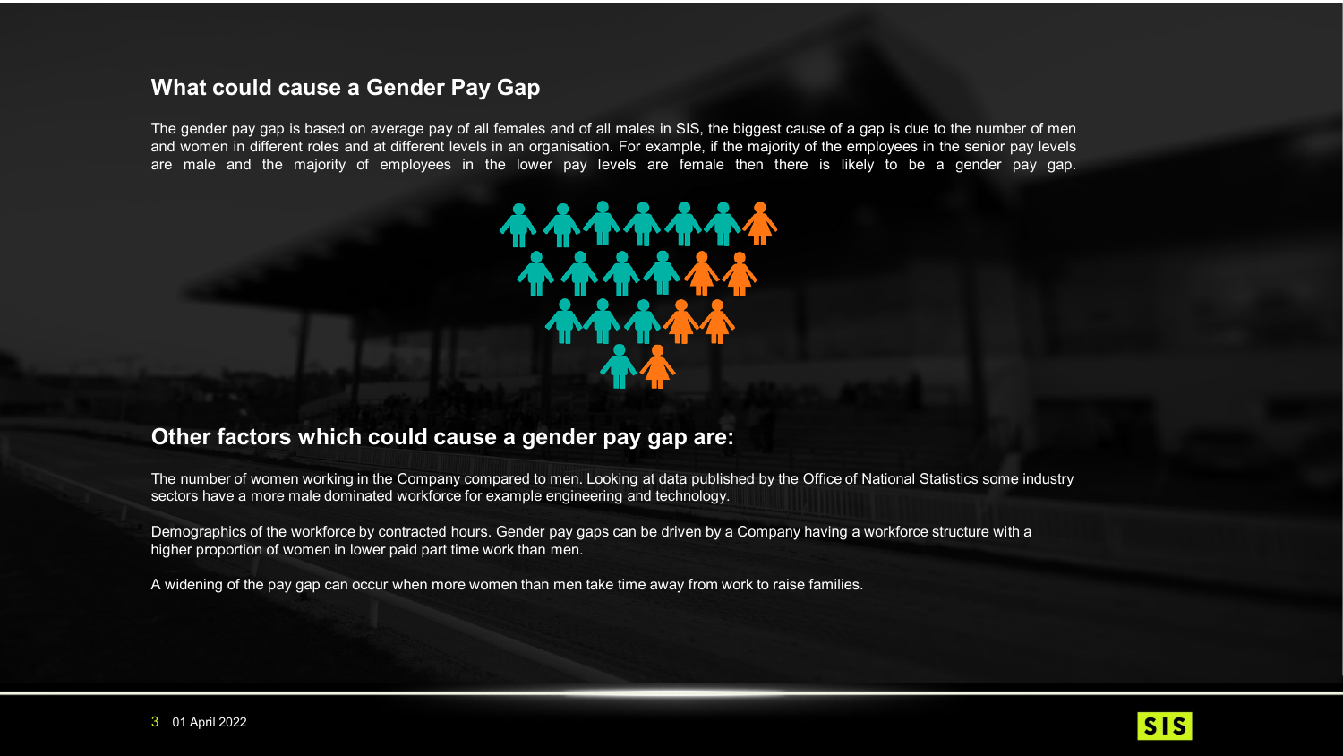## What could cause a Gender Pay Gap

The gender pay gap is based on average pay of all females and of all males in SIS, the biggest cause of a gap is due to the number of men and women in different roles and at different levels in an organisation. For example, if the majority of the employees in the senior pay levels are male and the majority of employees in the lower pay levels are female then there is likely to be a gender pay gap.

## Other factors which could cause a gender pay gap are:

The number of women working in the Company compared to men. Looking at data published by the Office of National Statistics some industry sectors have a more male dominated workforce for example engineering and technology.

Demographics of the workforce by contracted hours. Gender pay gaps can be driven by a Company having a workforce structure with a higher proportion of women in lower paid part time work than men.

A widening of the pay gap can occur when more women than men take time away from work to raise families.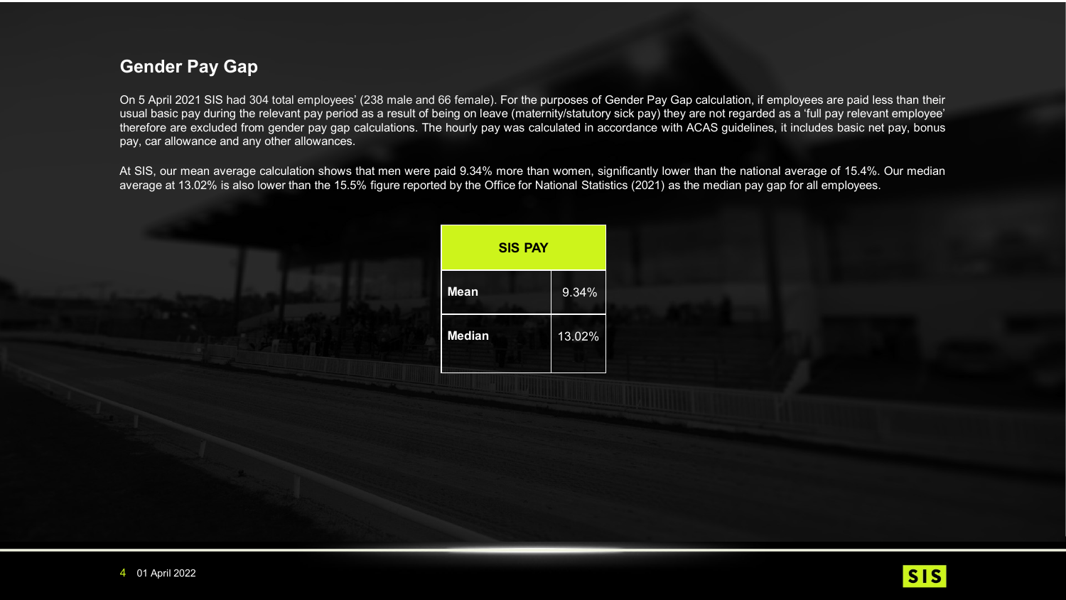## Gender Pay Gap

On 5 April 2021 SIS had 304 total employees' (238 male and 66 female). For the purposes of Gender Pay Gap calculation, if employees are paid less than their usual basic pay during the relevant pay period as a result of being on leave (maternity/statutory sick pay) they are not regarded as a 'full pay relevant employee' therefore are excluded from gender pay gap calculations. The hourly pay was calculated in accordance with ACAS guidelines, it includes basic net pay, bonus pay, car allowance and any other allowances.

At SIS, our mean average calculation shows that men were paid 9.34% more than women, significantly lower than the national average of 15.4%. Our median average at 13.02% is also lower than the 15.5% figure reported by the Office for National Statistics (2021) as the median pay gap for all employees.

| SIS PAY | |
|---|---|
| **Mean** | 9.34% |
| **Median** | 13.02% |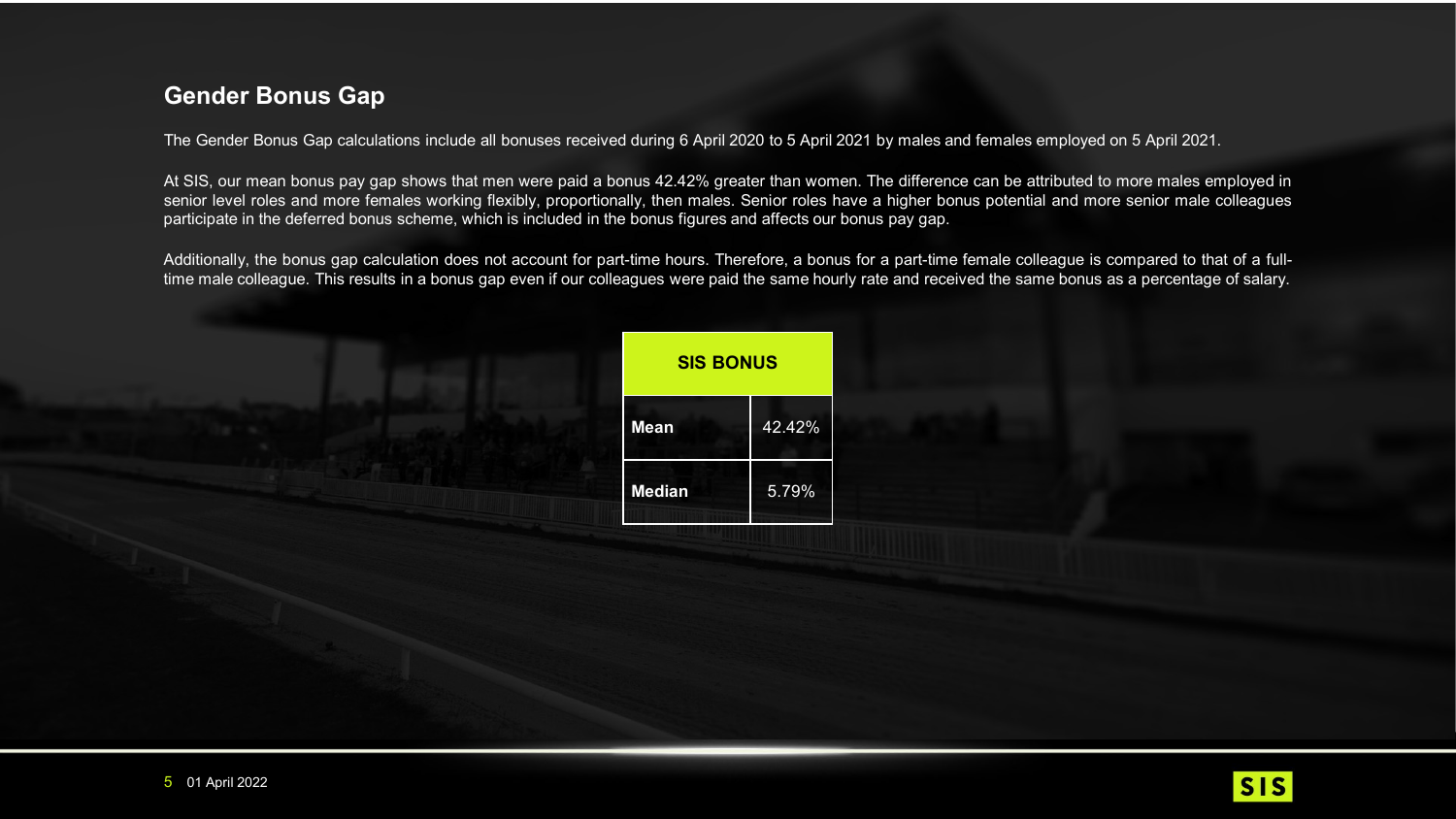## Gender Bonus Gap

The Gender Bonus Gap calculations include all bonuses received during 6 April 2020 to 5 April 2021 by males and females employed on 5 April 2021.

At SIS, our mean bonus pay gap shows that men were paid a bonus 42.42% greater than women. The difference can be attributed to more males employed in senior level roles and more females working flexibly, proportionally, then males. Senior roles have a higher bonus potential and more senior male colleagues participate in the deferred bonus scheme, which is included in the bonus figures and affects our bonus pay gap.

Additionally, the bonus gap calculation does not account for part-time hours. Therefore, a bonus for a part-time female colleague is compared to that of a full-time male colleague. This results in a bonus gap even if our colleagues were paid the same hourly rate and received the same bonus as a percentage of salary.

| SIS BONUS | |
|---|---|
| **Mean** | 42.42% |
| **Median** | 5.79% |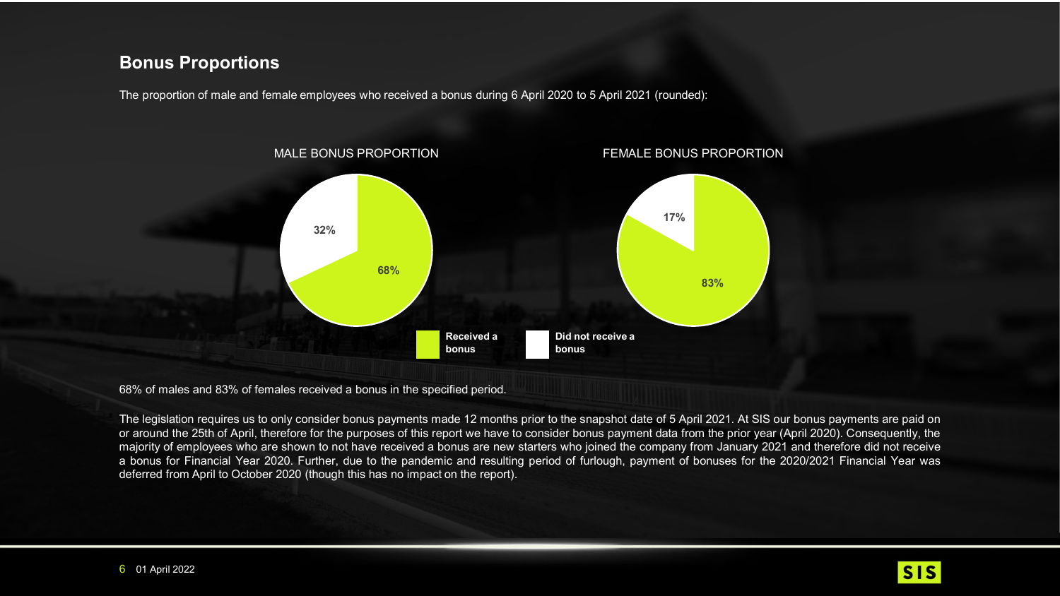## Bonus Proportions

The proportion of male and female employees who received a bonus during 6 April 2020 to 5 April 2021 (rounded):

MALE BONUS PROPORTION

| Received a bonus | Did not receive a bonus |
| --- | --- |
| 68% | 32% |

FEMALE BONUS PROPORTION

| Received a bonus | Did not receive a bonus |
| --- | --- |
| 83% | 17% |

68% of males and 83% of females received a bonus in the specified period.

The legislation requires us to only consider bonus payments made 12 months prior to the snapshot date of 5 April 2021. At SIS our bonus payments are paid on or around the 25th of April, therefore for the purposes of this report we have to consider bonus payment data from the prior year (April 2020). Consequently, the majority of employees who are shown to not have received a bonus are new starters who joined the company from January 2021 and therefore did not receive a bonus for Financial Year 2020. Further, due to the pandemic and resulting period of furlough, payment of bonuses for the 2020/2021 Financial Year was deferred from April to October 2020 (though this has no impact on the report).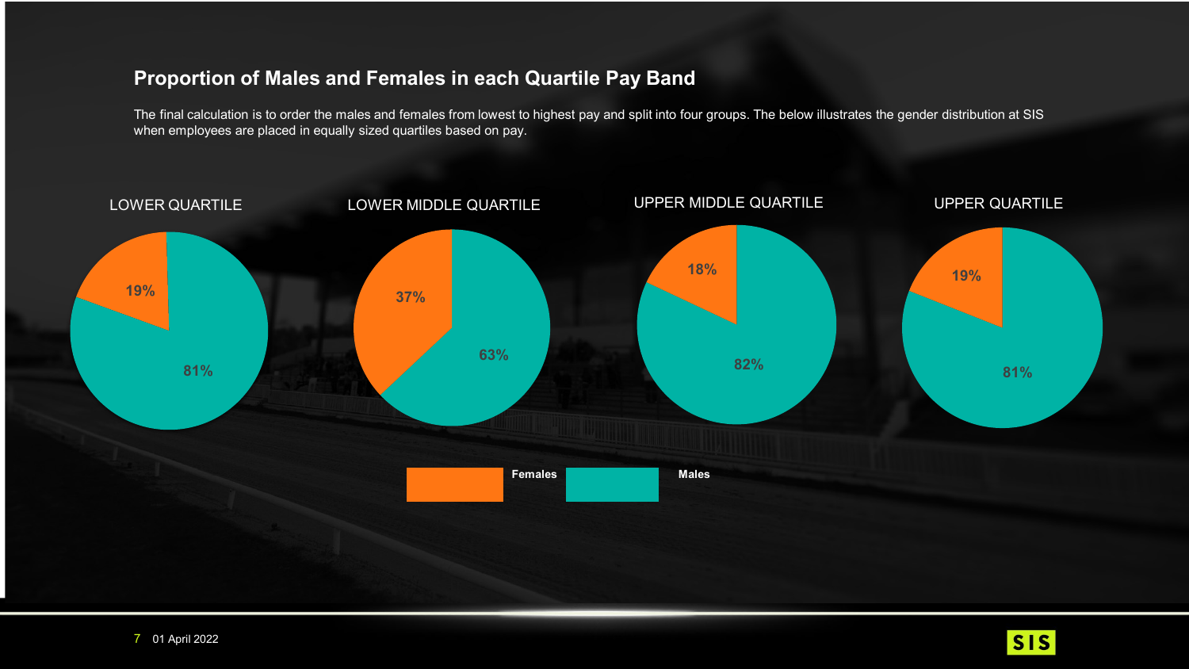## Proportion of Males and Females in each Quartile Pay Band

The final calculation is to order the males and females from lowest to highest pay and split into four groups. The below illustrates the gender distribution at SIS when employees are placed in equally sized quartiles based on pay.

| Quartile | Females | Males |
|---|---|---|
| LOWER QUARTILE | 19% | 81% |
| LOWER MIDDLE QUARTILE | 37% | 63% |
| UPPER MIDDLE QUARTILE | 18% | 82% |
| UPPER QUARTILE | 19% | 81% |

01 April 2022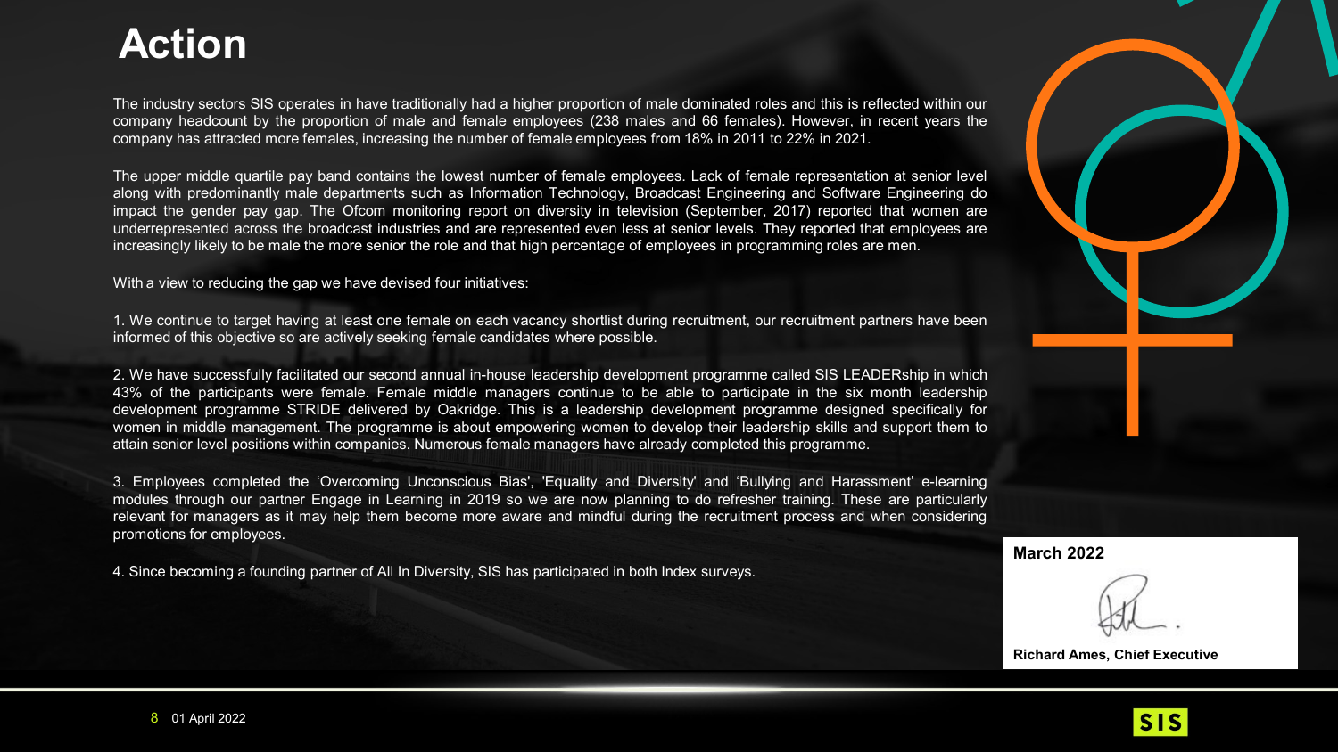# Action

The industry sectors SIS operates in have traditionally had a higher proportion of male dominated roles and this is reflected within our company headcount by the proportion of male and female employees (238 males and 66 females). However, in recent years the company has attracted more females, increasing the number of female employees from 18% in 2011 to 22% in 2021.

The upper middle quartile pay band contains the lowest number of female employees. Lack of female representation at senior level along with predominantly male departments such as Information Technology, Broadcast Engineering and Software Engineering do impact the gender pay gap. The Ofcom monitoring report on diversity in television (September, 2017) reported that women are underrepresented across the broadcast industries and are represented even less at senior levels. They reported that employees are increasingly likely to be male the more senior the role and that high percentage of employees in programming roles are men.

With a view to reducing the gap we have devised four initiatives:

1. We continue to target having at least one female on each vacancy shortlist during recruitment, our recruitment partners have been informed of this objective so are actively seeking female candidates where possible.

2. We have successfully facilitated our second annual in-house leadership development programme called SIS LEADERship in which 43% of the participants were female. Female middle managers continue to be able to participate in the six month leadership development programme STRIDE delivered by Oakridge. This is a leadership development programme designed specifically for women in middle management. The programme is about empowering women to develop their leadership skills and support them to attain senior level positions within companies. Numerous female managers have already completed this programme.

3. Employees completed the 'Overcoming Unconscious Bias', 'Equality and Diversity' and 'Bullying and Harassment' e-learning modules through our partner Engage in Learning in 2019 so we are now planning to do refresher training. These are particularly relevant for managers as it may help them become more aware and mindful during the recruitment process and when considering promotions for employees.

4. Since becoming a founding partner of All In Diversity, SIS has participated in both Index surveys.

**March 2022**

**Richard Ames, Chief Executive**